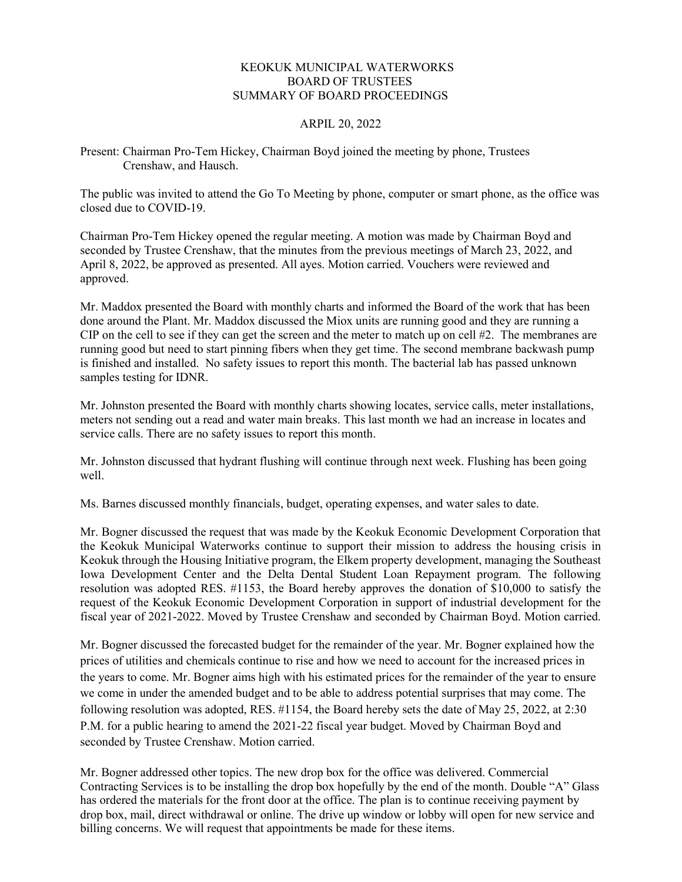# KEOKUK MUNICIPAL WATERWORKS
## BOARD OF TRUSTEES
## SUMMARY OF BOARD PROCEEDINGS

ARPIL 20, 2022

Present: Chairman Pro-Tem Hickey, Chairman Boyd joined the meeting by phone, Trustees Crenshaw, and Hausch.

The public was invited to attend the Go To Meeting by phone, computer or smart phone, as the office was closed due to COVID-19.

Chairman Pro-Tem Hickey opened the regular meeting. A motion was made by Chairman Boyd and seconded by Trustee Crenshaw, that the minutes from the previous meetings of March 23, 2022, and April 8, 2022, be approved as presented. All ayes. Motion carried. Vouchers were reviewed and approved.

Mr. Maddox presented the Board with monthly charts and informed the Board of the work that has been done around the Plant. Mr. Maddox discussed the Miox units are running good and they are running a CIP on the cell to see if they can get the screen and the meter to match up on cell #2. The membranes are running good but need to start pinning fibers when they get time. The second membrane backwash pump is finished and installed. No safety issues to report this month. The bacterial lab has passed unknown samples testing for IDNR.

Mr. Johnston presented the Board with monthly charts showing locates, service calls, meter installations, meters not sending out a read and water main breaks. This last month we had an increase in locates and service calls. There are no safety issues to report this month.

Mr. Johnston discussed that hydrant flushing will continue through next week. Flushing has been going well.

Ms. Barnes discussed monthly financials, budget, operating expenses, and water sales to date.

Mr. Bogner discussed the request that was made by the Keokuk Economic Development Corporation that the Keokuk Municipal Waterworks continue to support their mission to address the housing crisis in Keokuk through the Housing Initiative program, the Elkem property development, managing the Southeast Iowa Development Center and the Delta Dental Student Loan Repayment program. The following resolution was adopted RES. #1153, the Board hereby approves the donation of $10,000 to satisfy the request of the Keokuk Economic Development Corporation in support of industrial development for the fiscal year of 2021-2022. Moved by Trustee Crenshaw and seconded by Chairman Boyd. Motion carried.

Mr. Bogner discussed the forecasted budget for the remainder of the year. Mr. Bogner explained how the prices of utilities and chemicals continue to rise and how we need to account for the increased prices in the years to come. Mr. Bogner aims high with his estimated prices for the remainder of the year to ensure we come in under the amended budget and to be able to address potential surprises that may come. The following resolution was adopted, RES. #1154, the Board hereby sets the date of May 25, 2022, at 2:30 P.M. for a public hearing to amend the 2021-22 fiscal year budget. Moved by Chairman Boyd and seconded by Trustee Crenshaw. Motion carried.

Mr. Bogner addressed other topics. The new drop box for the office was delivered. Commercial Contracting Services is to be installing the drop box hopefully by the end of the month. Double "A" Glass has ordered the materials for the front door at the office. The plan is to continue receiving payment by drop box, mail, direct withdrawal or online. The drive up window or lobby will open for new service and billing concerns. We will request that appointments be made for these items.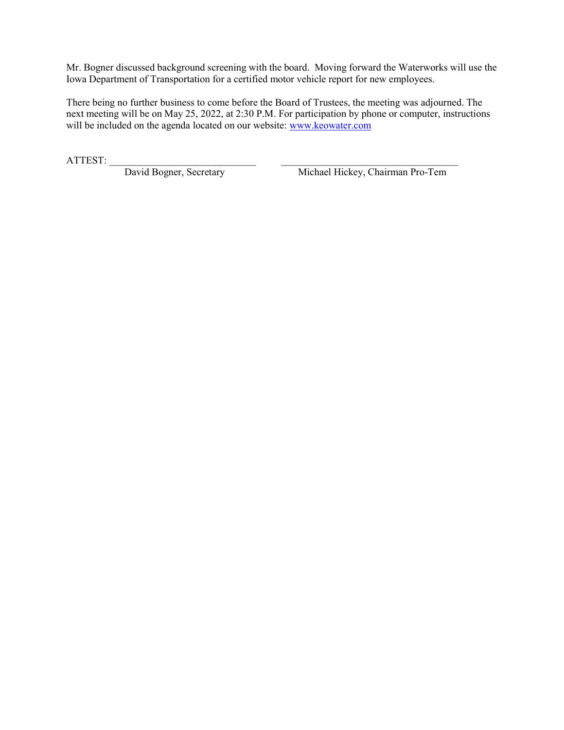Mr. Bogner discussed background screening with the board. Moving forward the Waterworks will use the Iowa Department of Transportation for a certified motor vehicle report for new employees.

There being no further business to come before the Board of Trustees, the meeting was adjourned. The next meeting will be on May 25, 2022, at 2:30 P.M. For participation by phone or computer, instructions will be included on the agenda located on our website: [www.keowater.com](http://www.keowater.com)

ATTEST: ______________________________ ____________________________________

David Bogner, Secretary Michael Hickey, Chairman Pro-Tem